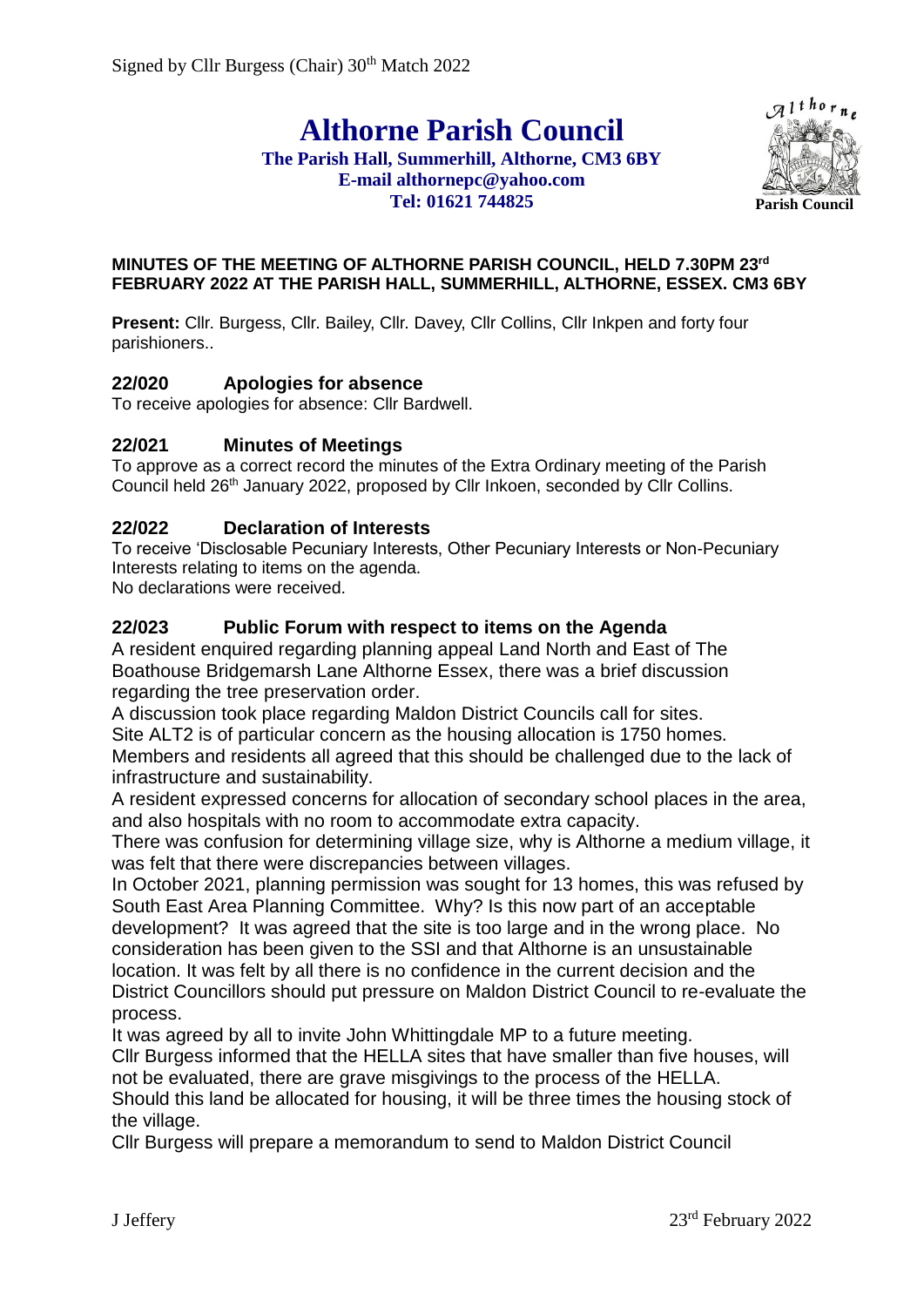Signed by Cllr Burgess (Chair) 30th Match 2022

# Althorne Parish Council

**The Parish Hall, Summerhill, Althorne, CM3 6BY**
**E-mail althornepc@yahoo.com**
**Tel: 01621 744825**

**Parish Council**

**MINUTES OF THE MEETING OF ALTHORNE PARISH COUNCIL, HELD 7.30PM 23rd FEBRUARY 2022 AT THE PARISH HALL, SUMMERHILL, ALTHORNE, ESSEX. CM3 6BY**

**Present:** Cllr. Burgess, Cllr. Bailey, Cllr. Davey, Cllr Collins, Cllr Inkpen and forty four parishioners..

## 22/020 Apologies for absence

To receive apologies for absence: Cllr Bardwell.

## 22/021 Minutes of Meetings

To approve as a correct record the minutes of the Extra Ordinary meeting of the Parish Council held 26th January 2022, proposed by Cllr Inkoen, seconded by Cllr Collins.

## 22/022 Declaration of Interests

To receive 'Disclosable Pecuniary Interests, Other Pecuniary Interests or Non-Pecuniary Interests relating to items on the agenda.
No declarations were received.

## 22/023 Public Forum with respect to items on the Agenda

A resident enquired regarding planning appeal Land North and East of The Boathouse Bridgemarsh Lane Althorne Essex, there was a brief discussion regarding the tree preservation order.
A discussion took place regarding Maldon District Councils call for sites.
Site ALT2 is of particular concern as the housing allocation is 1750 homes.
Members and residents all agreed that this should be challenged due to the lack of infrastructure and sustainability.
A resident expressed concerns for allocation of secondary school places in the area, and also hospitals with no room to accommodate extra capacity.
There was confusion for determining village size, why is Althorne a medium village, it was felt that there were discrepancies between villages.
In October 2021, planning permission was sought for 13 homes, this was refused by South East Area Planning Committee. Why? Is this now part of an acceptable development? It was agreed that the site is too large and in the wrong place. No consideration has been given to the SSI and that Althorne is an unsustainable location. It was felt by all there is no confidence in the current decision and the District Councillors should put pressure on Maldon District Council to re-evaluate the process.
It was agreed by all to invite John Whittingdale MP to a future meeting.
Cllr Burgess informed that the HELLA sites that have smaller than five houses, will not be evaluated, there are grave misgivings to the process of the HELLA.
Should this land be allocated for housing, it will be three times the housing stock of the village.
Cllr Burgess will prepare a memorandum to send to Maldon District Council

J Jeffery 23rd February 2022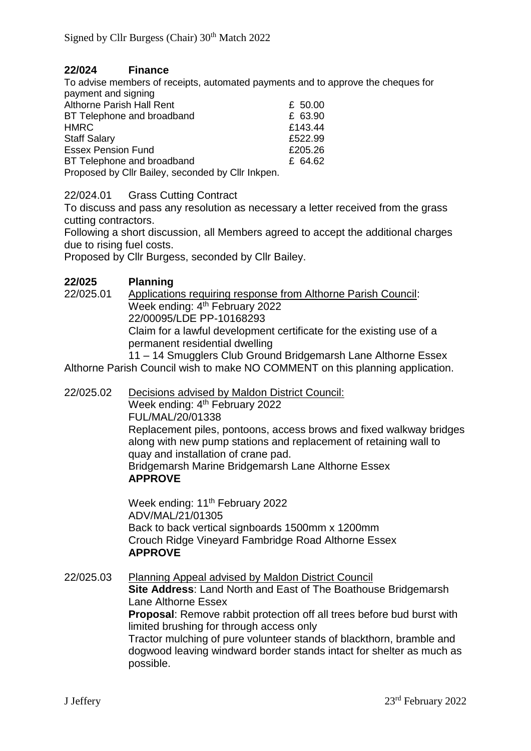## 22/024 Finance

To advise members of receipts, automated payments and to approve the cheques for payment and signing

| | |
|---|---|
| Althorne Parish Hall Rent | £ 50.00 |
| BT Telephone and broadband | £ 63.90 |
| HMRC | £143.44 |
| Staff Salary | £522.99 |
| Essex Pension Fund | £205.26 |
| BT Telephone and broadband | £ 64.62 |

Proposed by Cllr Bailey, seconded by Cllr Inkpen.

22/024.01 Grass Cutting Contract

To discuss and pass any resolution as necessary a letter received from the grass cutting contractors.

Following a short discussion, all Members agreed to accept the additional charges due to rising fuel costs.

Proposed by Cllr Burgess, seconded by Cllr Bailey.

## 22/025 Planning

22/025.01 Applications requiring response from Althorne Parish Council:

Week ending: 4th February 2022

22/00095/LDE PP-10168293

Claim for a lawful development certificate for the existing use of a permanent residential dwelling

11 – 14 Smugglers Club Ground Bridgemarsh Lane Althorne Essex

Althorne Parish Council wish to make NO COMMENT on this planning application.

22/025.02 Decisions advised by Maldon District Council:

Week ending: 4th February 2022

FUL/MAL/20/01338

Replacement piles, pontoons, access brows and fixed walkway bridges along with new pump stations and replacement of retaining wall to quay and installation of crane pad.

Bridgemarsh Marine Bridgemarsh Lane Althorne Essex

**APPROVE**

Week ending: 11th February 2022

ADV/MAL/21/01305

Back to back vertical signboards 1500mm x 1200mm

Crouch Ridge Vineyard Fambridge Road Althorne Essex

**APPROVE**

22/025.03 Planning Appeal advised by Maldon District Council

**Site Address**: Land North and East of The Boathouse Bridgemarsh Lane Althorne Essex

**Proposal**: Remove rabbit protection off all trees before bud burst with limited brushing for through access only

Tractor mulching of pure volunteer stands of blackthorn, bramble and dogwood leaving windward border stands intact for shelter as much as possible.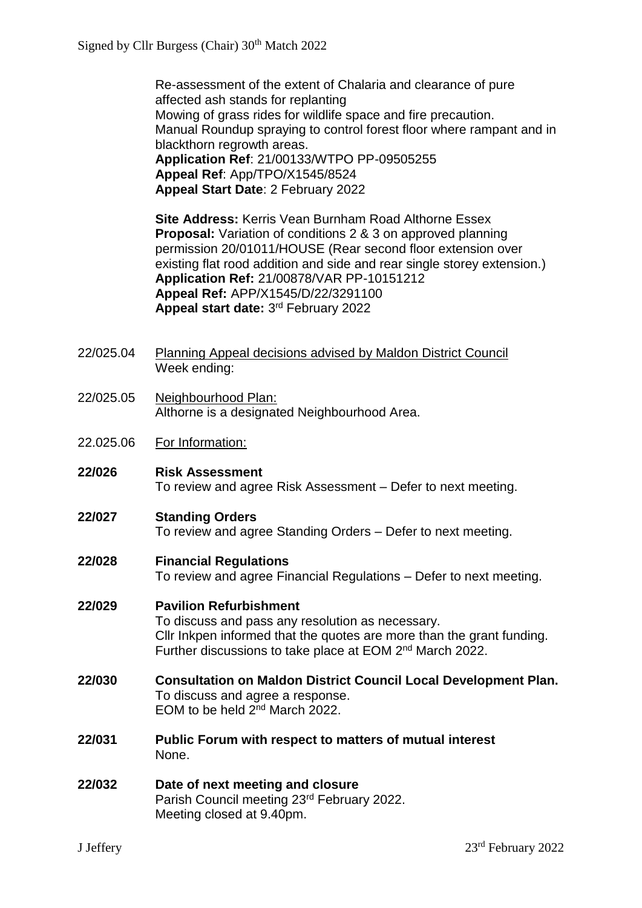Re-assessment of the extent of Chalaria and clearance of pure affected ash stands for replanting
Mowing of grass rides for wildlife space and fire precaution.
Manual Roundup spraying to control forest floor where rampant and in blackthorn regrowth areas.
**Application Ref**: 21/00133/WTPO PP-09505255
**Appeal Ref**: App/TPO/X1545/8524
**Appeal Start Date**: 2 February 2022

**Site Address:** Kerris Vean Burnham Road Althorne Essex
**Proposal:** Variation of conditions 2 & 3 on approved planning permission 20/01011/HOUSE (Rear second floor extension over existing flat rood addition and side and rear single storey extension.)
**Application Ref:** 21/00878/VAR PP-10151212
**Appeal Ref:** APP/X1545/D/22/3291100
**Appeal start date:** 3rd February 2022

22/025.04 Planning Appeal decisions advised by Maldon District Council
Week ending:

22/025.05 Neighbourhood Plan:
Althorne is a designated Neighbourhood Area.

22.025.06 For Information:

**22/026 Risk Assessment**
To review and agree Risk Assessment – Defer to next meeting.

**22/027 Standing Orders**
To review and agree Standing Orders – Defer to next meeting.

**22/028 Financial Regulations**
To review and agree Financial Regulations – Defer to next meeting.

**22/029 Pavilion Refurbishment**
To discuss and pass any resolution as necessary.
Cllr Inkpen informed that the quotes are more than the grant funding.
Further discussions to take place at EOM 2nd March 2022.

**22/030 Consultation on Maldon District Council Local Development Plan.**
To discuss and agree a response.
EOM to be held 2nd March 2022.

**22/031 Public Forum with respect to matters of mutual interest**
None.

**22/032 Date of next meeting and closure**
Parish Council meeting 23rd February 2022.
Meeting closed at 9.40pm.

J Jeffery 23rd February 2022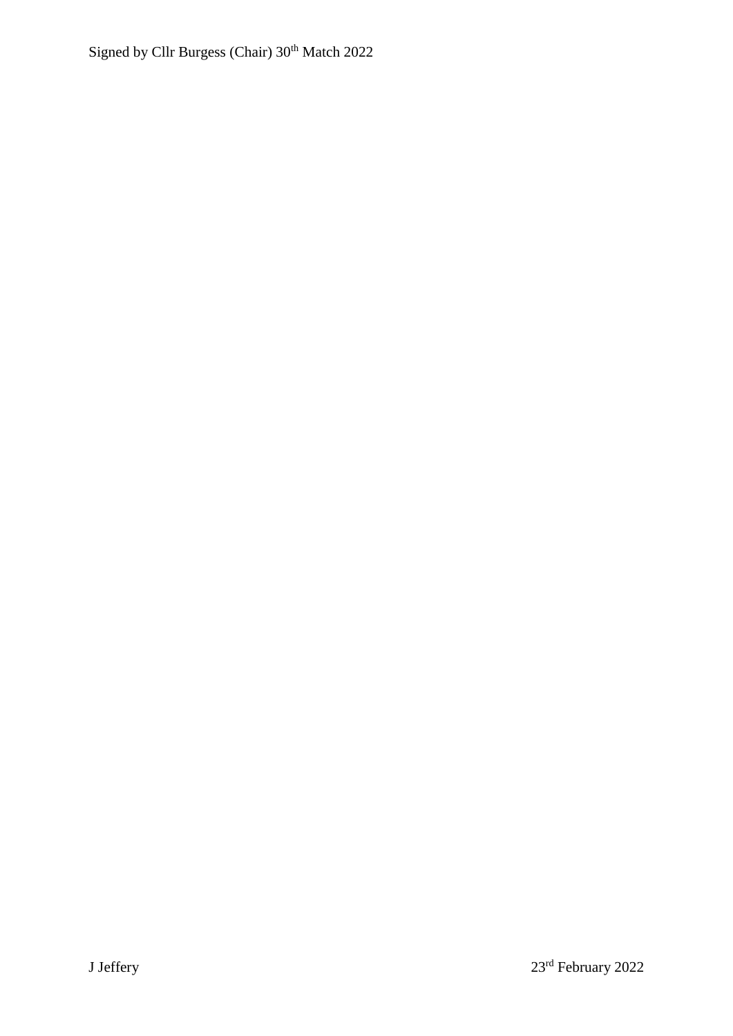Signed by Cllr Burgess (Chair) 30th Match 2022

J Jeffery 23rd February 2022